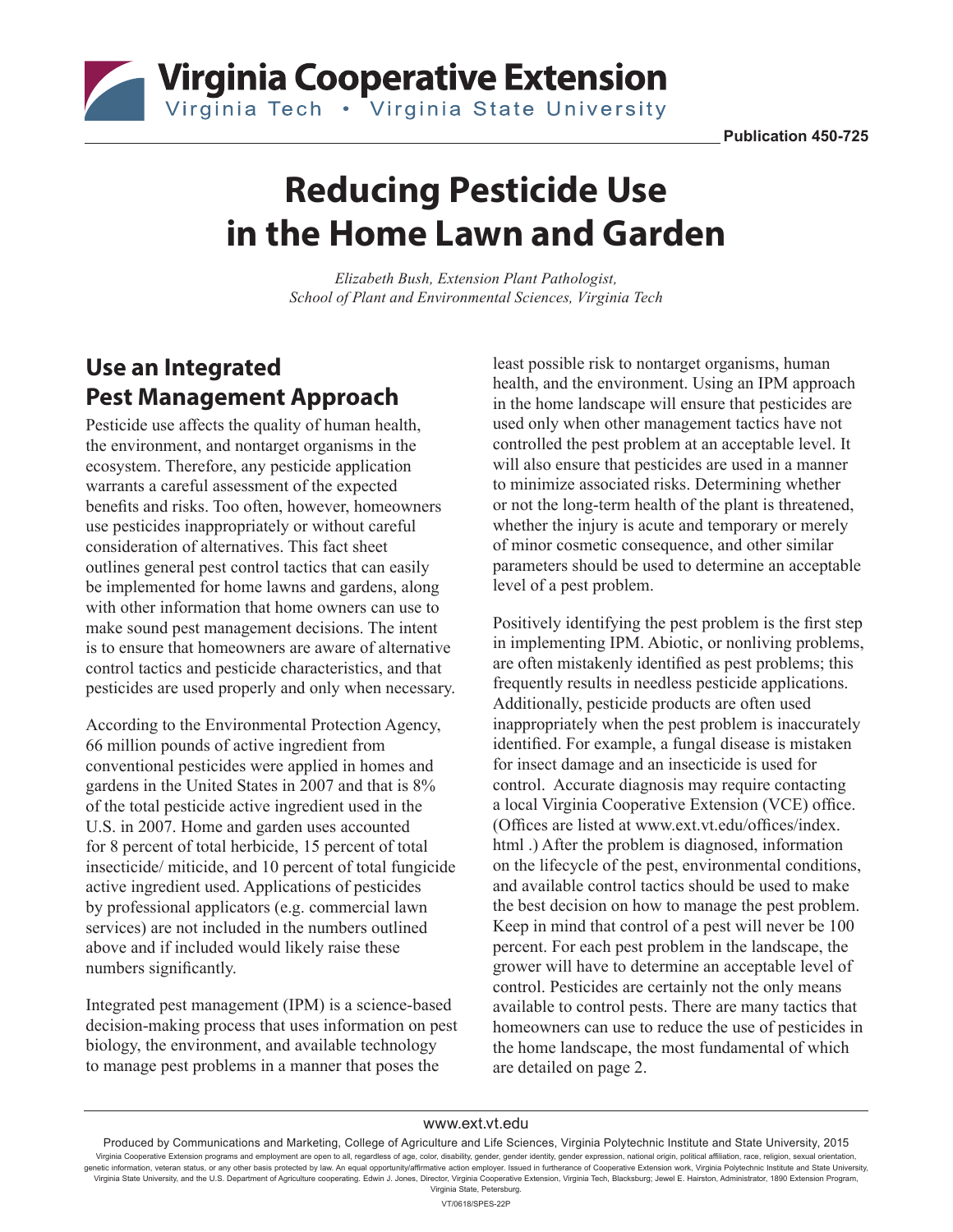Virginia Cooperative Extension
Virginia Tech • Virginia State University

Publication 450-725

# Reducing Pesticide Use in the Home Lawn and Garden

*Elizabeth Bush, Extension Plant Pathologist, School of Plant and Environmental Sciences, Virginia Tech*

## Use an Integrated Pest Management Approach

Pesticide use affects the quality of human health, the environment, and nontarget organisms in the ecosystem. Therefore, any pesticide application warrants a careful assessment of the expected benefits and risks. Too often, however, homeowners use pesticides inappropriately or without careful consideration of alternatives. This fact sheet outlines general pest control tactics that can easily be implemented for home lawns and gardens, along with other information that home owners can use to make sound pest management decisions. The intent is to ensure that homeowners are aware of alternative control tactics and pesticide characteristics, and that pesticides are used properly and only when necessary.

According to the Environmental Protection Agency, 66 million pounds of active ingredient from conventional pesticides were applied in homes and gardens in the United States in 2007 and that is 8% of the total pesticide active ingredient used in the U.S. in 2007. Home and garden uses accounted for 8 percent of total herbicide, 15 percent of total insecticide/ miticide, and 10 percent of total fungicide active ingredient used. Applications of pesticides by professional applicators (e.g. commercial lawn services) are not included in the numbers outlined above and if included would likely raise these numbers significantly.

Integrated pest management (IPM) is a science-based decision-making process that uses information on pest biology, the environment, and available technology to manage pest problems in a manner that poses the least possible risk to nontarget organisms, human health, and the environment. Using an IPM approach in the home landscape will ensure that pesticides are used only when other management tactics have not controlled the pest problem at an acceptable level. It will also ensure that pesticides are used in a manner to minimize associated risks. Determining whether or not the long-term health of the plant is threatened, whether the injury is acute and temporary or merely of minor cosmetic consequence, and other similar parameters should be used to determine an acceptable level of a pest problem.

Positively identifying the pest problem is the first step in implementing IPM. Abiotic, or nonliving problems, are often mistakenly identified as pest problems; this frequently results in needless pesticide applications. Additionally, pesticide products are often used inappropriately when the pest problem is inaccurately identified. For example, a fungal disease is mistaken for insect damage and an insecticide is used for control. Accurate diagnosis may require contacting a local Virginia Cooperative Extension (VCE) office. (Offices are listed at www.ext.vt.edu/offices/index.html .) After the problem is diagnosed, information on the lifecycle of the pest, environmental conditions, and available control tactics should be used to make the best decision on how to manage the pest problem. Keep in mind that control of a pest will never be 100 percent. For each pest problem in the landscape, the grower will have to determine an acceptable level of control. Pesticides are certainly not the only means available to control pests. There are many tactics that homeowners can use to reduce the use of pesticides in the home landscape, the most fundamental of which are detailed on page 2.

www.ext.vt.edu

Produced by Communications and Marketing, College of Agriculture and Life Sciences, Virginia Polytechnic Institute and State University, 2015

Virginia Cooperative Extension programs and employment are open to all, regardless of age, color, disability, gender, gender identity, gender expression, national origin, political affiliation, race, religion, sexual orientation, genetic information, veteran status, or any other basis protected by law. An equal opportunity/affirmative action employer. Issued in furtherance of Cooperative Extension work, Virginia Polytechnic Institute and State University, Virginia State University, and the U.S. Department of Agriculture cooperating. Edwin J. Jones, Director, Virginia Cooperative Extension, Virginia Tech, Blacksburg; Jewel E. Hairston, Administrator, 1890 Extension Program, Virginia State, Petersburg.

VT/0618/SPES-22P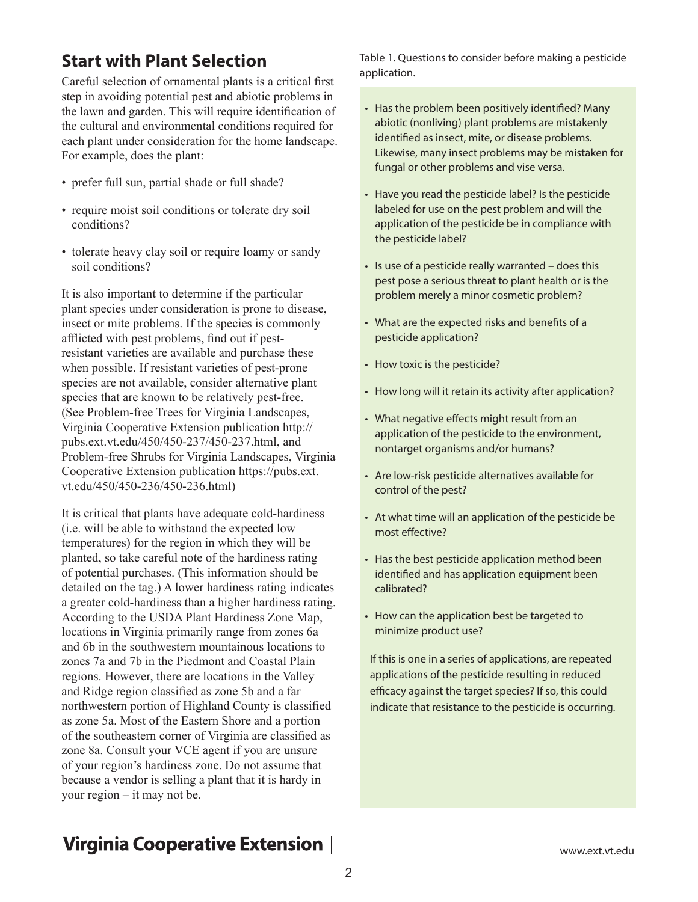## Start with Plant Selection

Careful selection of ornamental plants is a critical first step in avoiding potential pest and abiotic problems in the lawn and garden. This will require identification of the cultural and environmental conditions required for each plant under consideration for the home landscape. For example, does the plant:

- prefer full sun, partial shade or full shade?
- require moist soil conditions or tolerate dry soil conditions?
- tolerate heavy clay soil or require loamy or sandy soil conditions?

It is also important to determine if the particular plant species under consideration is prone to disease, insect or mite problems. If the species is commonly afflicted with pest problems, find out if pest-resistant varieties are available and purchase these when possible. If resistant varieties of pest-prone species are not available, consider alternative plant species that are known to be relatively pest-free. (See Problem-free Trees for Virginia Landscapes, Virginia Cooperative Extension publication http://pubs.ext.vt.edu/450/450-237/450-237.html, and Problem-free Shrubs for Virginia Landscapes, Virginia Cooperative Extension publication https://pubs.ext.vt.edu/450/450-236/450-236.html)

It is critical that plants have adequate cold-hardiness (i.e. will be able to withstand the expected low temperatures) for the region in which they will be planted, so take careful note of the hardiness rating of potential purchases. (This information should be detailed on the tag.) A lower hardiness rating indicates a greater cold-hardiness than a higher hardiness rating. According to the USDA Plant Hardiness Zone Map, locations in Virginia primarily range from zones 6a and 6b in the southwestern mountainous locations to zones 7a and 7b in the Piedmont and Coastal Plain regions. However, there are locations in the Valley and Ridge region classified as zone 5b and a far northwestern portion of Highland County is classified as zone 5a. Most of the Eastern Shore and a portion of the southeastern corner of Virginia are classified as zone 8a. Consult your VCE agent if you are unsure of your region's hardiness zone. Do not assume that because a vendor is selling a plant that it is hardy in your region – it may not be.

Table 1. Questions to consider before making a pesticide application.

- Has the problem been positively identified? Many abiotic (nonliving) plant problems are mistakenly identified as insect, mite, or disease problems. Likewise, many insect problems may be mistaken for fungal or other problems and vise versa.
- Have you read the pesticide label? Is the pesticide labeled for use on the pest problem and will the application of the pesticide be in compliance with the pesticide label?
- Is use of a pesticide really warranted – does this pest pose a serious threat to plant health or is the problem merely a minor cosmetic problem?
- What are the expected risks and benefits of a pesticide application?
- How toxic is the pesticide?
- How long will it retain its activity after application?
- What negative effects might result from an application of the pesticide to the environment, nontarget organisms and/or humans?
- Are low-risk pesticide alternatives available for control of the pest?
- At what time will an application of the pesticide be most effective?
- Has the best pesticide application method been identified and has application equipment been calibrated?
- How can the application best be targeted to minimize product use?

If this is one in a series of applications, are repeated applications of the pesticide resulting in reduced efficacy against the target species? If so, this could indicate that resistance to the pesticide is occurring.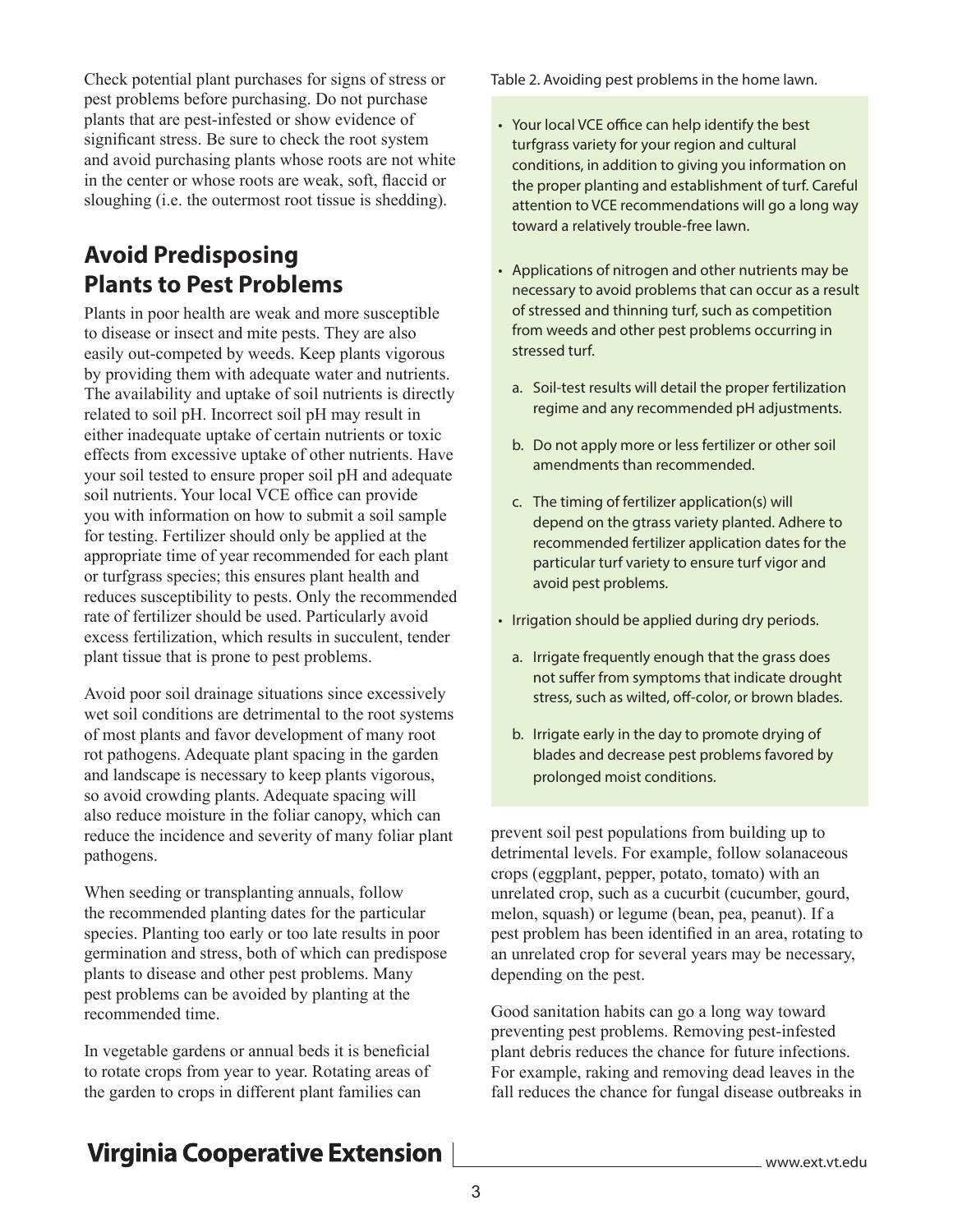Check potential plant purchases for signs of stress or pest problems before purchasing. Do not purchase plants that are pest-infested or show evidence of significant stress. Be sure to check the root system and avoid purchasing plants whose roots are not white in the center or whose roots are weak, soft, flaccid or sloughing (i.e. the outermost root tissue is shedding).

## Avoid Predisposing Plants to Pest Problems

Plants in poor health are weak and more susceptible to disease or insect and mite pests. They are also easily out-competed by weeds. Keep plants vigorous by providing them with adequate water and nutrients. The availability and uptake of soil nutrients is directly related to soil pH. Incorrect soil pH may result in either inadequate uptake of certain nutrients or toxic effects from excessive uptake of other nutrients. Have your soil tested to ensure proper soil pH and adequate soil nutrients. Your local VCE office can provide you with information on how to submit a soil sample for testing. Fertilizer should only be applied at the appropriate time of year recommended for each plant or turfgrass species; this ensures plant health and reduces susceptibility to pests. Only the recommended rate of fertilizer should be used. Particularly avoid excess fertilization, which results in succulent, tender plant tissue that is prone to pest problems.

Avoid poor soil drainage situations since excessively wet soil conditions are detrimental to the root systems of most plants and favor development of many root rot pathogens. Adequate plant spacing in the garden and landscape is necessary to keep plants vigorous, so avoid crowding plants. Adequate spacing will also reduce moisture in the foliar canopy, which can reduce the incidence and severity of many foliar plant pathogens.

When seeding or transplanting annuals, follow the recommended planting dates for the particular species. Planting too early or too late results in poor germination and stress, both of which can predispose plants to disease and other pest problems. Many pest problems can be avoided by planting at the recommended time.

In vegetable gardens or annual beds it is beneficial to rotate crops from year to year. Rotating areas of the garden to crops in different plant families can prevent soil pest populations from building up to detrimental levels. For example, follow solanaceous crops (eggplant, pepper, potato, tomato) with an unrelated crop, such as a cucurbit (cucumber, gourd, melon, squash) or legume (bean, pea, peanut). If a pest problem has been identified in an area, rotating to an unrelated crop for several years may be necessary, depending on the pest.

Good sanitation habits can go a long way toward preventing pest problems. Removing pest-infested plant debris reduces the chance for future infections. For example, raking and removing dead leaves in the fall reduces the chance for fungal disease outbreaks in

Table 2. Avoiding pest problems in the home lawn.

- Your local VCE office can help identify the best turfgrass variety for your region and cultural conditions, in addition to giving you information on the proper planting and establishment of turf. Careful attention to VCE recommendations will go a long way toward a relatively trouble-free lawn.
- Applications of nitrogen and other nutrients may be necessary to avoid problems that can occur as a result of stressed and thinning turf, such as competition from weeds and other pest problems occurring in stressed turf.
  a. Soil-test results will detail the proper fertilization regime and any recommended pH adjustments.
  b. Do not apply more or less fertilizer or other soil amendments than recommended.
  c. The timing of fertilizer application(s) will depend on the gtrass variety planted. Adhere to recommended fertilizer application dates for the particular turf variety to ensure turf vigor and avoid pest problems.
- Irrigation should be applied during dry periods.
  a. Irrigate frequently enough that the grass does not suffer from symptoms that indicate drought stress, such as wilted, off-color, or brown blades.
  b. Irrigate early in the day to promote drying of blades and decrease pest problems favored by prolonged moist conditions.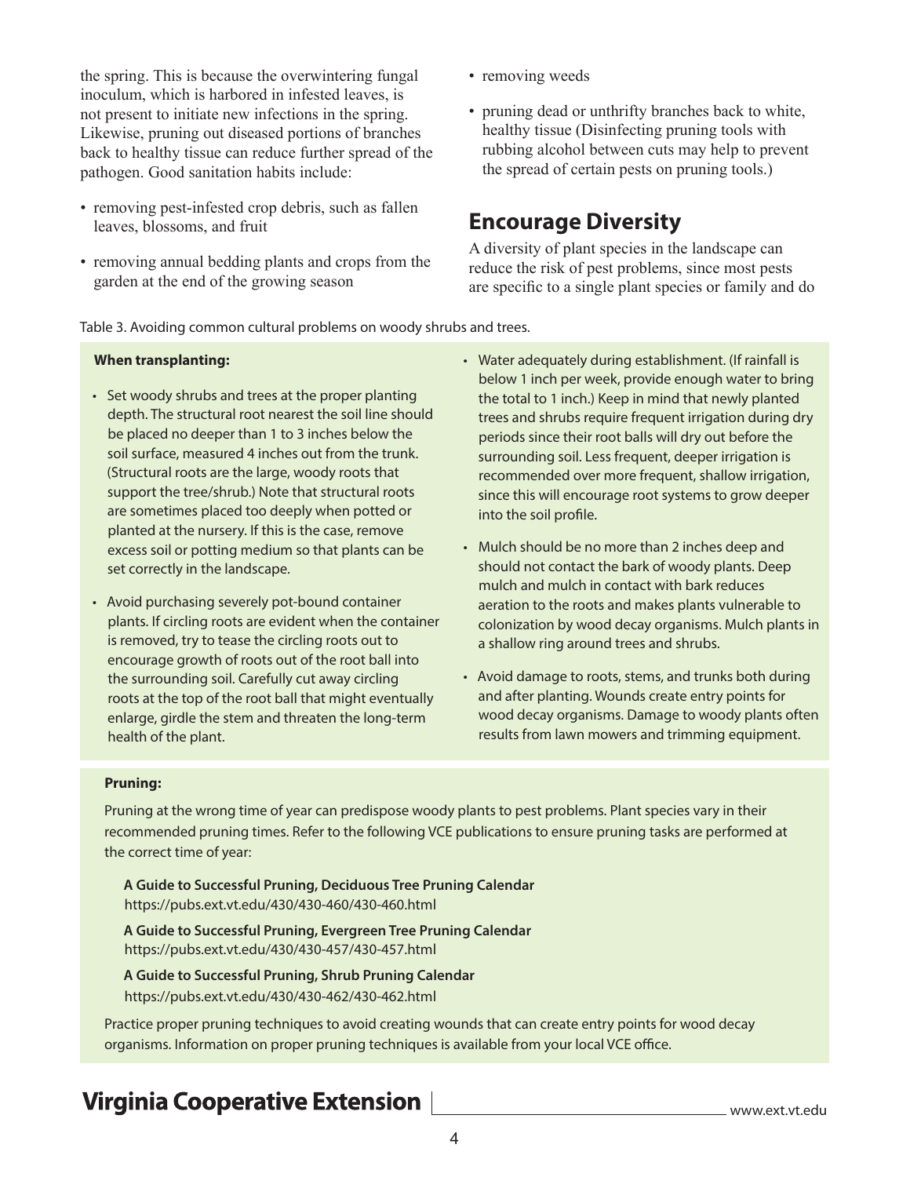the spring. This is because the overwintering fungal inoculum, which is harbored in infested leaves, is not present to initiate new infections in the spring. Likewise, pruning out diseased portions of branches back to healthy tissue can reduce further spread of the pathogen. Good sanitation habits include:

- removing pest-infested crop debris, such as fallen leaves, blossoms, and fruit
- removing annual bedding plants and crops from the garden at the end of the growing season
- removing weeds
- pruning dead or unthrifty branches back to white, healthy tissue (Disinfecting pruning tools with rubbing alcohol between cuts may help to prevent the spread of certain pests on pruning tools.)

## Encourage Diversity

A diversity of plant species in the landscape can reduce the risk of pest problems, since most pests are specific to a single plant species or family and do

Table 3. Avoiding common cultural problems on woody shrubs and trees.

**When transplanting:**

- Set woody shrubs and trees at the proper planting depth. The structural root nearest the soil line should be placed no deeper than 1 to 3 inches below the soil surface, measured 4 inches out from the trunk. (Structural roots are the large, woody roots that support the tree/shrub.) Note that structural roots are sometimes placed too deeply when potted or planted at the nursery. If this is the case, remove excess soil or potting medium so that plants can be set correctly in the landscape.
- Avoid purchasing severely pot-bound container plants. If circling roots are evident when the container is removed, try to tease the circling roots out to encourage growth of roots out of the root ball into the surrounding soil. Carefully cut away circling roots at the top of the root ball that might eventually enlarge, girdle the stem and threaten the long-term health of the plant.
- Water adequately during establishment. (If rainfall is below 1 inch per week, provide enough water to bring the total to 1 inch.) Keep in mind that newly planted trees and shrubs require frequent irrigation during dry periods since their root balls will dry out before the surrounding soil. Less frequent, deeper irrigation is recommended over more frequent, shallow irrigation, since this will encourage root systems to grow deeper into the soil profile.
- Mulch should be no more than 2 inches deep and should not contact the bark of woody plants. Deep mulch and mulch in contact with bark reduces aeration to the roots and makes plants vulnerable to colonization by wood decay organisms. Mulch plants in a shallow ring around trees and shrubs.
- Avoid damage to roots, stems, and trunks both during and after planting. Wounds create entry points for wood decay organisms. Damage to woody plants often results from lawn mowers and trimming equipment.

**Pruning:**

Pruning at the wrong time of year can predispose woody plants to pest problems. Plant species vary in their recommended pruning times. Refer to the following VCE publications to ensure pruning tasks are performed at the correct time of year:

**A Guide to Successful Pruning, Deciduous Tree Pruning Calendar**
https://pubs.ext.vt.edu/430/430-460/430-460.html

**A Guide to Successful Pruning, Evergreen Tree Pruning Calendar**
https://pubs.ext.vt.edu/430/430-457/430-457.html

**A Guide to Successful Pruning, Shrub Pruning Calendar**
https://pubs.ext.vt.edu/430/430-462/430-462.html

Practice proper pruning techniques to avoid creating wounds that can create entry points for wood decay organisms. Information on proper pruning techniques is available from your local VCE office.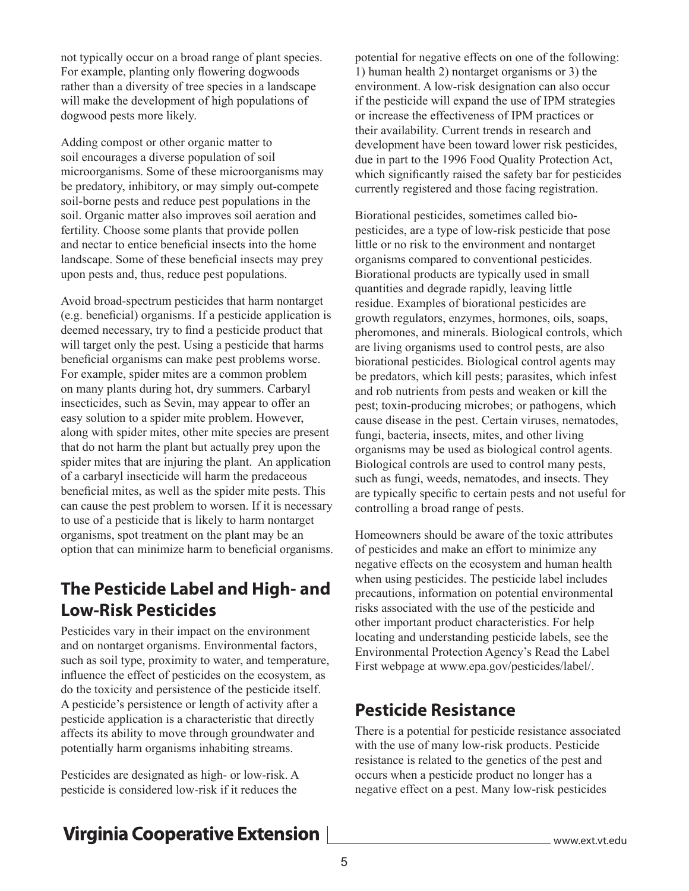not typically occur on a broad range of plant species. For example, planting only flowering dogwoods rather than a diversity of tree species in a landscape will make the development of high populations of dogwood pests more likely.

Adding compost or other organic matter to soil encourages a diverse population of soil microorganisms. Some of these microorganisms may be predatory, inhibitory, or may simply out-compete soil-borne pests and reduce pest populations in the soil. Organic matter also improves soil aeration and fertility. Choose some plants that provide pollen and nectar to entice beneficial insects into the home landscape. Some of these beneficial insects may prey upon pests and, thus, reduce pest populations.

Avoid broad-spectrum pesticides that harm nontarget (e.g. beneficial) organisms. If a pesticide application is deemed necessary, try to find a pesticide product that will target only the pest. Using a pesticide that harms beneficial organisms can make pest problems worse. For example, spider mites are a common problem on many plants during hot, dry summers. Carbaryl insecticides, such as Sevin, may appear to offer an easy solution to a spider mite problem. However, along with spider mites, other mite species are present that do not harm the plant but actually prey upon the spider mites that are injuring the plant. An application of a carbaryl insecticide will harm the predaceous beneficial mites, as well as the spider mite pests. This can cause the pest problem to worsen. If it is necessary to use of a pesticide that is likely to harm nontarget organisms, spot treatment on the plant may be an option that can minimize harm to beneficial organisms.

## The Pesticide Label and High- and Low-Risk Pesticides

Pesticides vary in their impact on the environment and on nontarget organisms. Environmental factors, such as soil type, proximity to water, and temperature, influence the effect of pesticides on the ecosystem, as do the toxicity and persistence of the pesticide itself. A pesticide's persistence or length of activity after a pesticide application is a characteristic that directly affects its ability to move through groundwater and potentially harm organisms inhabiting streams.

Pesticides are designated as high- or low-risk. A pesticide is considered low-risk if it reduces the potential for negative effects on one of the following: 1) human health 2) nontarget organisms or 3) the environment. A low-risk designation can also occur if the pesticide will expand the use of IPM strategies or increase the effectiveness of IPM practices or their availability. Current trends in research and development have been toward lower risk pesticides, due in part to the 1996 Food Quality Protection Act, which significantly raised the safety bar for pesticides currently registered and those facing registration.

Biorational pesticides, sometimes called bio-pesticides, are a type of low-risk pesticide that pose little or no risk to the environment and nontarget organisms compared to conventional pesticides. Biorational products are typically used in small quantities and degrade rapidly, leaving little residue. Examples of biorational pesticides are growth regulators, enzymes, hormones, oils, soaps, pheromones, and minerals. Biological controls, which are living organisms used to control pests, are also biorational pesticides. Biological control agents may be predators, which kill pests; parasites, which infest and rob nutrients from pests and weaken or kill the pest; toxin-producing microbes; or pathogens, which cause disease in the pest. Certain viruses, nematodes, fungi, bacteria, insects, mites, and other living organisms may be used as biological control agents. Biological controls are used to control many pests, such as fungi, weeds, nematodes, and insects. They are typically specific to certain pests and not useful for controlling a broad range of pests.

Homeowners should be aware of the toxic attributes of pesticides and make an effort to minimize any negative effects on the ecosystem and human health when using pesticides. The pesticide label includes precautions, information on potential environmental risks associated with the use of the pesticide and other important product characteristics. For help locating and understanding pesticide labels, see the Environmental Protection Agency's Read the Label First webpage at www.epa.gov/pesticides/label/.

## Pesticide Resistance

There is a potential for pesticide resistance associated with the use of many low-risk products. Pesticide resistance is related to the genetics of the pest and occurs when a pesticide product no longer has a negative effect on a pest. Many low-risk pesticides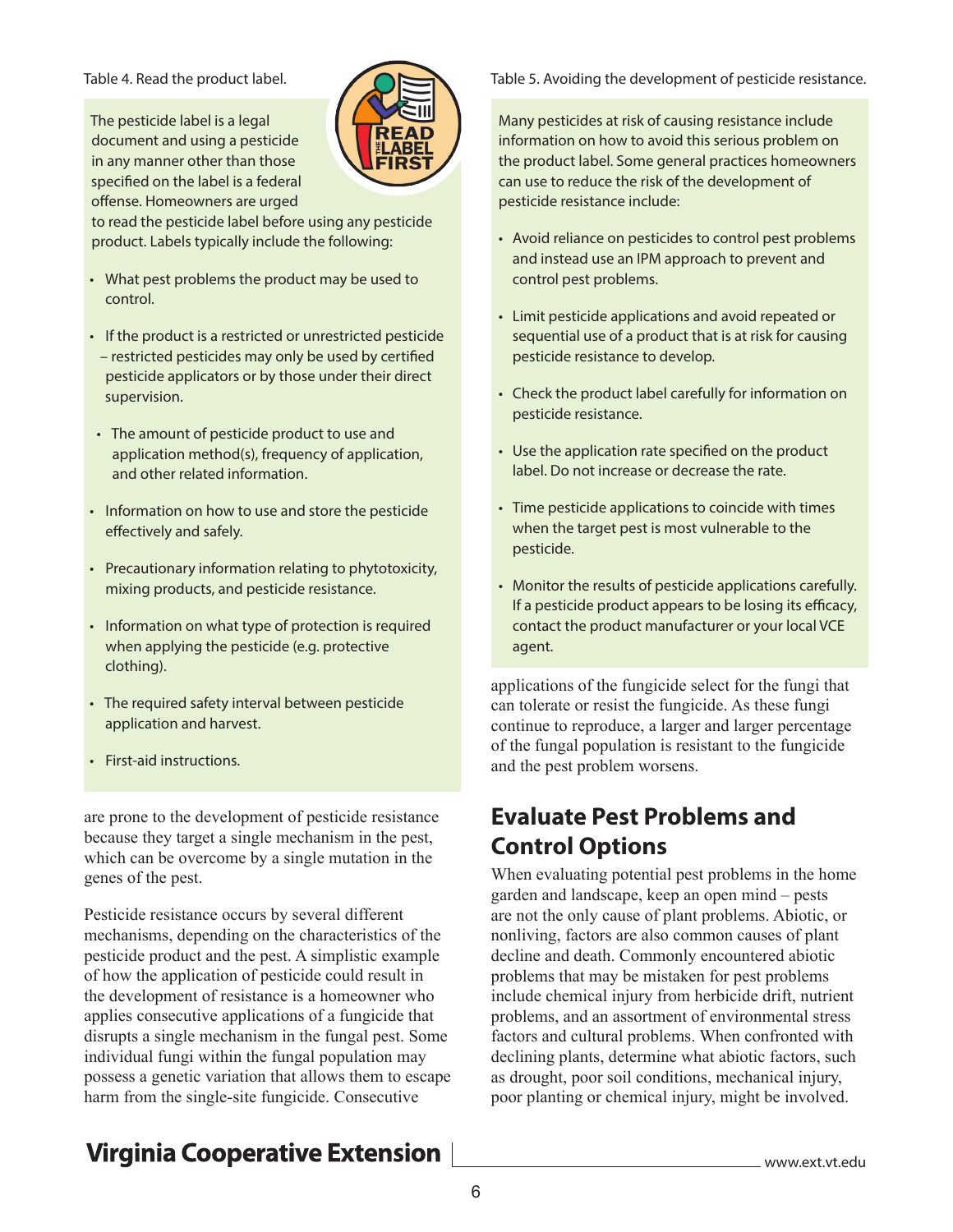Table 4. Read the product label.

The pesticide label is a legal document and using a pesticide in any manner other than those specified on the label is a federal offense. Homeowners are urged to read the pesticide label before using any pesticide product. Labels typically include the following:

- What pest problems the product may be used to control.
- If the product is a restricted or unrestricted pesticide – restricted pesticides may only be used by certified pesticide applicators or by those under their direct supervision.
- The amount of pesticide product to use and application method(s), frequency of application, and other related information.
- Information on how to use and store the pesticide effectively and safely.
- Precautionary information relating to phytotoxicity, mixing products, and pesticide resistance.
- Information on what type of protection is required when applying the pesticide (e.g. protective clothing).
- The required safety interval between pesticide application and harvest.
- First-aid instructions.

are prone to the development of pesticide resistance because they target a single mechanism in the pest, which can be overcome by a single mutation in the genes of the pest.

Pesticide resistance occurs by several different mechanisms, depending on the characteristics of the pesticide product and the pest. A simplistic example of how the application of pesticide could result in the development of resistance is a homeowner who applies consecutive applications of a fungicide that disrupts a single mechanism in the fungal pest. Some individual fungi within the fungal population may possess a genetic variation that allows them to escape harm from the single-site fungicide. Consecutive applications of the fungicide select for the fungi that can tolerate or resist the fungicide. As these fungi continue to reproduce, a larger and larger percentage of the fungal population is resistant to the fungicide and the pest problem worsens.

Table 5. Avoiding the development of pesticide resistance.

Many pesticides at risk of causing resistance include information on how to avoid this serious problem on the product label. Some general practices homeowners can use to reduce the risk of the development of pesticide resistance include:

- Avoid reliance on pesticides to control pest problems and instead use an IPM approach to prevent and control pest problems.
- Limit pesticide applications and avoid repeated or sequential use of a product that is at risk for causing pesticide resistance to develop.
- Check the product label carefully for information on pesticide resistance.
- Use the application rate specified on the product label. Do not increase or decrease the rate.
- Time pesticide applications to coincide with times when the target pest is most vulnerable to the pesticide.
- Monitor the results of pesticide applications carefully. If a pesticide product appears to be losing its efficacy, contact the product manufacturer or your local VCE agent.

## Evaluate Pest Problems and Control Options

When evaluating potential pest problems in the home garden and landscape, keep an open mind – pests are not the only cause of plant problems. Abiotic, or nonliving, factors are also common causes of plant decline and death. Commonly encountered abiotic problems that may be mistaken for pest problems include chemical injury from herbicide drift, nutrient problems, and an assortment of environmental stress factors and cultural problems. When confronted with declining plants, determine what abiotic factors, such as drought, poor soil conditions, mechanical injury, poor planting or chemical injury, might be involved.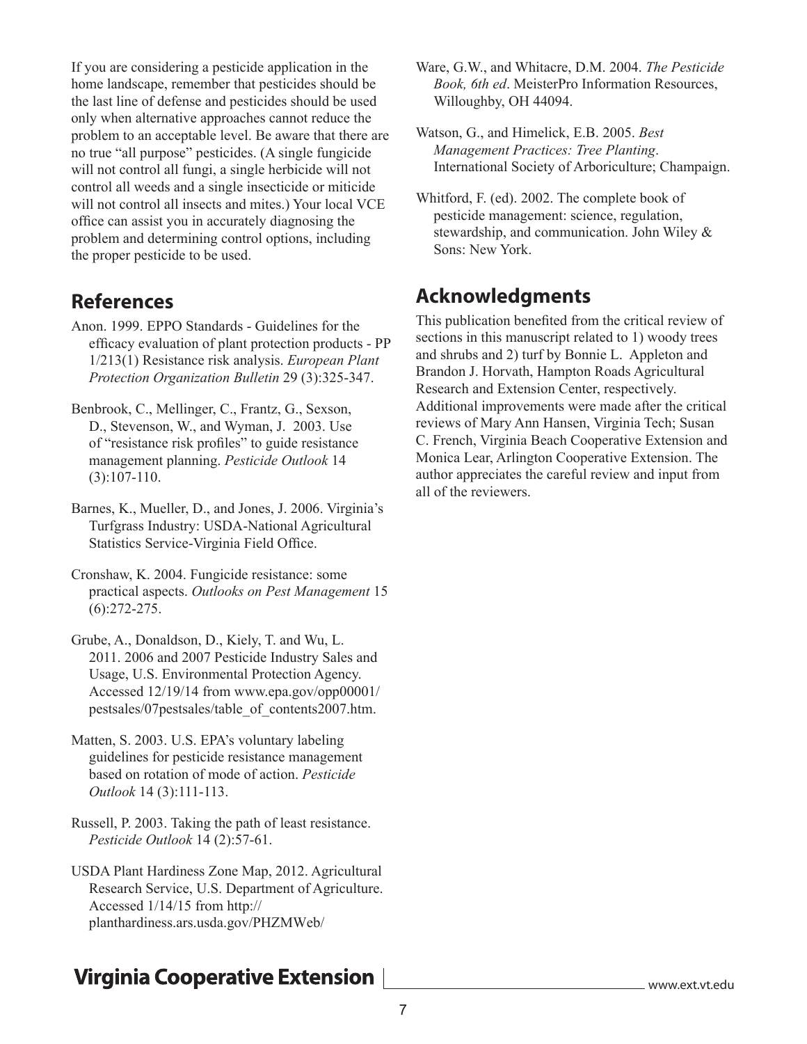If you are considering a pesticide application in the home landscape, remember that pesticides should be the last line of defense and pesticides should be used only when alternative approaches cannot reduce the problem to an acceptable level. Be aware that there are no true "all purpose" pesticides. (A single fungicide will not control all fungi, a single herbicide will not control all weeds and a single insecticide or miticide will not control all insects and mites.) Your local VCE office can assist you in accurately diagnosing the problem and determining control options, including the proper pesticide to be used.

## References

Anon. 1999. EPPO Standards - Guidelines for the efficacy evaluation of plant protection products - PP 1/213(1) Resistance risk analysis. *European Plant Protection Organization Bulletin* 29 (3):325-347.

Benbrook, C., Mellinger, C., Frantz, G., Sexson, D., Stevenson, W., and Wyman, J. 2003. Use of "resistance risk profiles" to guide resistance management planning. *Pesticide Outlook* 14 (3):107-110.

Barnes, K., Mueller, D., and Jones, J. 2006. Virginia's Turfgrass Industry: USDA-National Agricultural Statistics Service-Virginia Field Office.

Cronshaw, K. 2004. Fungicide resistance: some practical aspects. *Outlooks on Pest Management* 15 (6):272-275.

Grube, A., Donaldson, D., Kiely, T. and Wu, L. 2011. 2006 and 2007 Pesticide Industry Sales and Usage, U.S. Environmental Protection Agency. Accessed 12/19/14 from www.epa.gov/opp00001/pestsales/07pestsales/table_of_contents2007.htm.

Matten, S. 2003. U.S. EPA's voluntary labeling guidelines for pesticide resistance management based on rotation of mode of action. *Pesticide Outlook* 14 (3):111-113.

Russell, P. 2003. Taking the path of least resistance. *Pesticide Outlook* 14 (2):57-61.

USDA Plant Hardiness Zone Map, 2012. Agricultural Research Service, U.S. Department of Agriculture. Accessed 1/14/15 from http://planthardiness.ars.usda.gov/PHZMWeb/

Ware, G.W., and Whitacre, D.M. 2004. *The Pesticide Book, 6th ed*. MeisterPro Information Resources, Willoughby, OH 44094.

Watson, G., and Himelick, E.B. 2005. *Best Management Practices: Tree Planting*. International Society of Arboriculture; Champaign.

Whitford, F. (ed). 2002. The complete book of pesticide management: science, regulation, stewardship, and communication. John Wiley & Sons: New York.

## Acknowledgments

This publication benefited from the critical review of sections in this manuscript related to 1) woody trees and shrubs and 2) turf by Bonnie L. Appleton and Brandon J. Horvath, Hampton Roads Agricultural Research and Extension Center, respectively. Additional improvements were made after the critical reviews of Mary Ann Hansen, Virginia Tech; Susan C. French, Virginia Beach Cooperative Extension and Monica Lear, Arlington Cooperative Extension. The author appreciates the careful review and input from all of the reviewers.